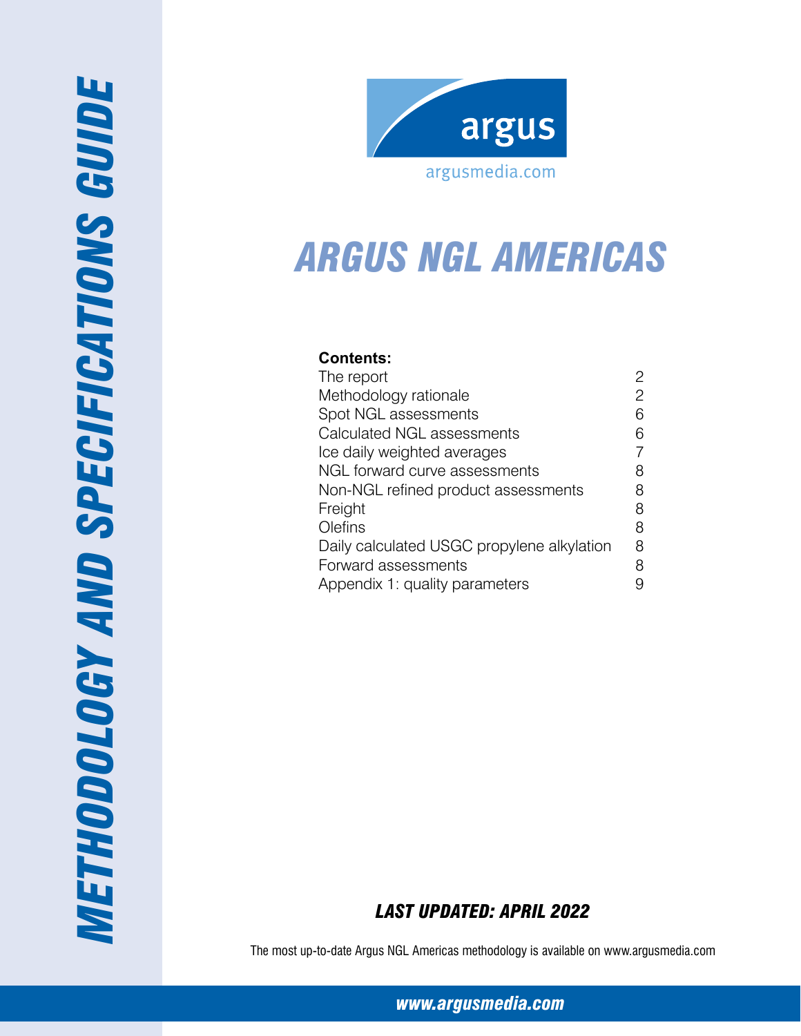# METHODOLOGY AND SPECIFICATIONS GUIDE

argus

argusmedia.com

# ARGUS NGL AMERICAS

**Contents:**

| | |
|---|---|
| The report | 2 |
| Methodology rationale | 2 |
| Spot NGL assessments | 6 |
| Calculated NGL assessments | 6 |
| Ice daily weighted averages | 7 |
| NGL forward curve assessments | 8 |
| Non-NGL refined product assessments | 8 |
| Freight | 8 |
| Olefins | 8 |
| Daily calculated USGC propylene alkylation | 8 |
| Forward assessments | 8 |
| Appendix 1: quality parameters | 9 |

***LAST UPDATED: APRIL 2022***

The most up-to-date Argus NGL Americas methodology is available on www.argusmedia.com

***www.argusmedia.com***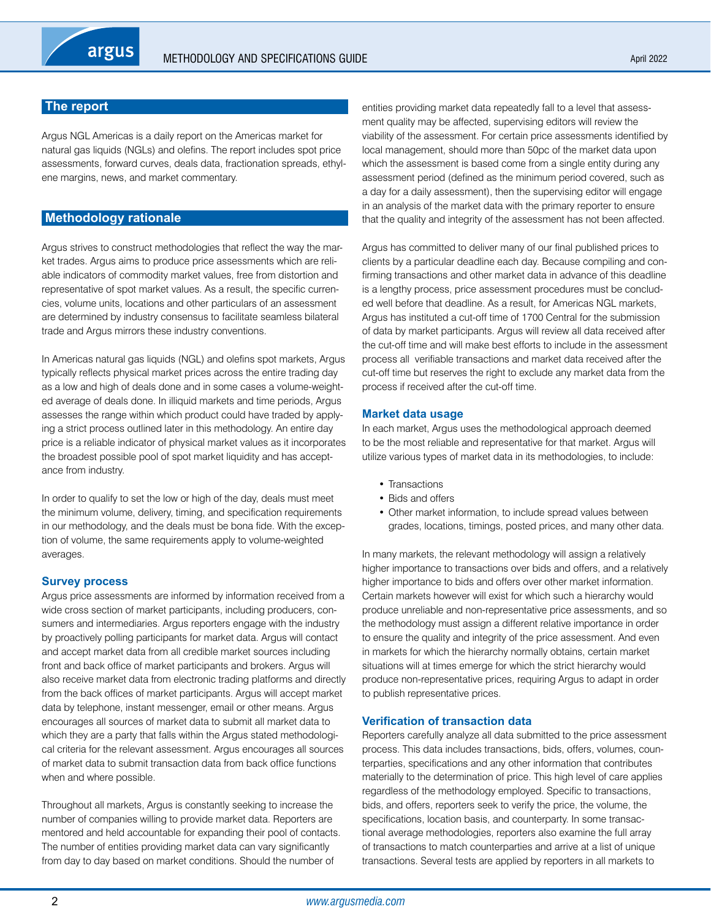## The report

Argus NGL Americas is a daily report on the Americas market for natural gas liquids (NGLs) and olefins. The report includes spot price assessments, forward curves, deals data, fractionation spreads, ethylene margins, news, and market commentary.

## Methodology rationale

Argus strives to construct methodologies that reflect the way the market trades. Argus aims to produce price assessments which are reliable indicators of commodity market values, free from distortion and representative of spot market values. As a result, the specific currencies, volume units, locations and other particulars of an assessment are determined by industry consensus to facilitate seamless bilateral trade and Argus mirrors these industry conventions.

In Americas natural gas liquids (NGL) and olefins spot markets, Argus typically reflects physical market prices across the entire trading day as a low and high of deals done and in some cases a volume-weighted average of deals done. In illiquid markets and time periods, Argus assesses the range within which product could have traded by applying a strict process outlined later in this methodology. An entire day price is a reliable indicator of physical market values as it incorporates the broadest possible pool of spot market liquidity and has acceptance from industry.

In order to qualify to set the low or high of the day, deals must meet the minimum volume, delivery, timing, and specification requirements in our methodology, and the deals must be bona fide. With the exception of volume, the same requirements apply to volume-weighted averages.

### Survey process

Argus price assessments are informed by information received from a wide cross section of market participants, including producers, consumers and intermediaries. Argus reporters engage with the industry by proactively polling participants for market data. Argus will contact and accept market data from all credible market sources including front and back office of market participants and brokers. Argus will also receive market data from electronic trading platforms and directly from the back offices of market participants. Argus will accept market data by telephone, instant messenger, email or other means. Argus encourages all sources of market data to submit all market data to which they are a party that falls within the Argus stated methodological criteria for the relevant assessment. Argus encourages all sources of market data to submit transaction data from back office functions when and where possible.

Throughout all markets, Argus is constantly seeking to increase the number of companies willing to provide market data. Reporters are mentored and held accountable for expanding their pool of contacts. The number of entities providing market data can vary significantly from day to day based on market conditions. Should the number of entities providing market data repeatedly fall to a level that assessment quality may be affected, supervising editors will review the viability of the assessment. For certain price assessments identified by local management, should more than 50pc of the market data upon which the assessment is based come from a single entity during any assessment period (defined as the minimum period covered, such as a day for a daily assessment), then the supervising editor will engage in an analysis of the market data with the primary reporter to ensure that the quality and integrity of the assessment has not been affected.

Argus has committed to deliver many of our final published prices to clients by a particular deadline each day. Because compiling and confirming transactions and other market data in advance of this deadline is a lengthy process, price assessment procedures must be concluded well before that deadline. As a result, for Americas NGL markets, Argus has instituted a cut-off time of 1700 Central for the submission of data by market participants. Argus will review all data received after the cut-off time and will make best efforts to include in the assessment process all verifiable transactions and market data received after the cut-off time but reserves the right to exclude any market data from the process if received after the cut-off time.

### Market data usage

In each market, Argus uses the methodological approach deemed to be the most reliable and representative for that market. Argus will utilize various types of market data in its methodologies, to include:

- Transactions
- Bids and offers
- Other market information, to include spread values between grades, locations, timings, posted prices, and many other data.

In many markets, the relevant methodology will assign a relatively higher importance to transactions over bids and offers, and a relatively higher importance to bids and offers over other market information. Certain markets however will exist for which such a hierarchy would produce unreliable and non-representative price assessments, and so the methodology must assign a different relative importance in order to ensure the quality and integrity of the price assessment. And even in markets for which the hierarchy normally obtains, certain market situations will at times emerge for which the strict hierarchy would produce non-representative prices, requiring Argus to adapt in order to publish representative prices.

### Verification of transaction data

Reporters carefully analyze all data submitted to the price assessment process. This data includes transactions, bids, offers, volumes, counterparties, specifications and any other information that contributes materially to the determination of price. This high level of care applies regardless of the methodology employed. Specific to transactions, bids, and offers, reporters seek to verify the price, the volume, the specifications, location basis, and counterparty. In some transactional average methodologies, reporters also examine the full array of transactions to match counterparties and arrive at a list of unique transactions. Several tests are applied by reporters in all markets to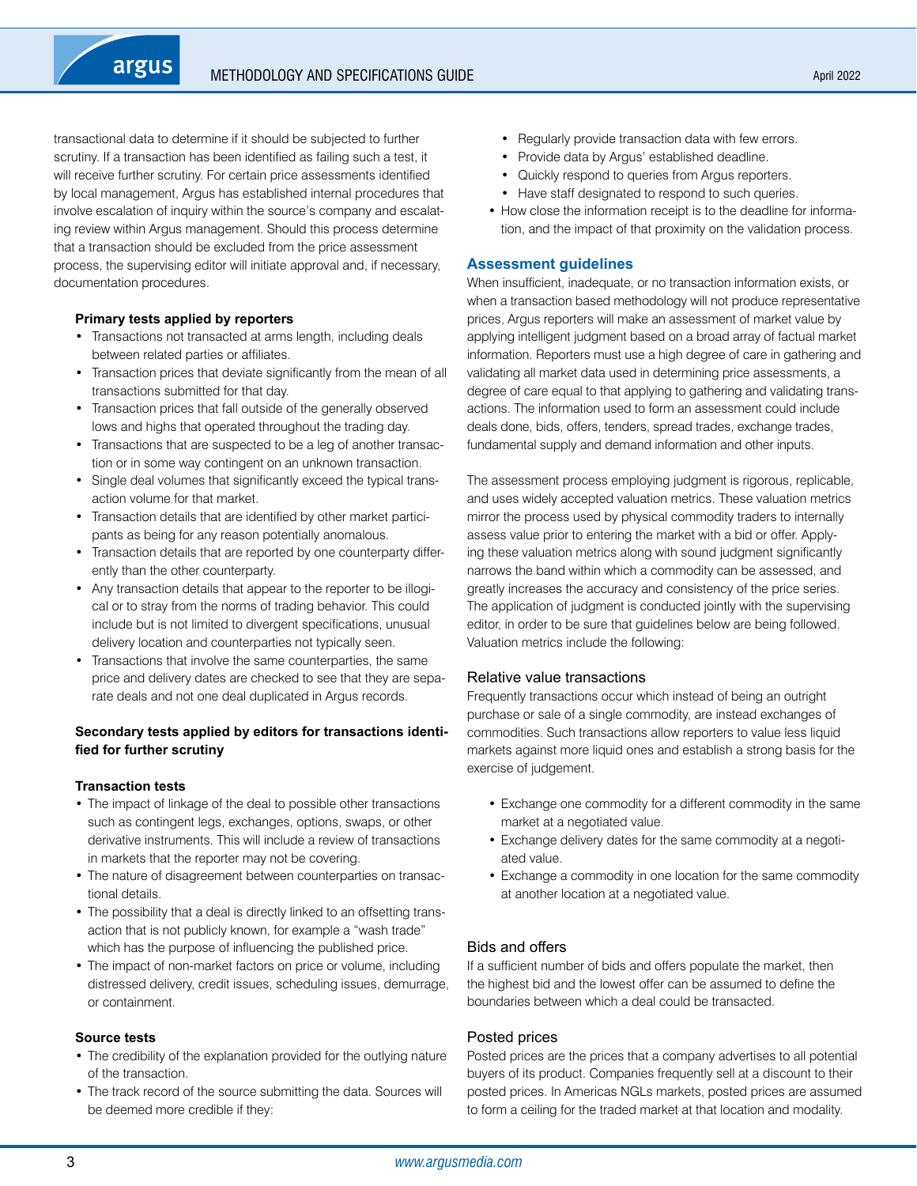transactional data to determine if it should be subjected to further scrutiny. If a transaction has been identified as failing such a test, it will receive further scrutiny. For certain price assessments identified by local management, Argus has established internal procedures that involve escalation of inquiry within the source's company and escalating review within Argus management. Should this process determine that a transaction should be excluded from the price assessment process, the supervising editor will initiate approval and, if necessary, documentation procedures.

**Primary tests applied by reporters**

- Transactions not transacted at arms length, including deals between related parties or affiliates.
- Transaction prices that deviate significantly from the mean of all transactions submitted for that day.
- Transaction prices that fall outside of the generally observed lows and highs that operated throughout the trading day.
- Transactions that are suspected to be a leg of another transaction or in some way contingent on an unknown transaction.
- Single deal volumes that significantly exceed the typical transaction volume for that market.
- Transaction details that are identified by other market participants as being for any reason potentially anomalous.
- Transaction details that are reported by one counterparty differently than the other counterparty.
- Any transaction details that appear to the reporter to be illogical or to stray from the norms of trading behavior. This could include but is not limited to divergent specifications, unusual delivery location and counterparties not typically seen.
- Transactions that involve the same counterparties, the same price and delivery dates are checked to see that they are separate deals and not one deal duplicated in Argus records.

**Secondary tests applied by editors for transactions identified for further scrutiny**

**Transaction tests**

- The impact of linkage of the deal to possible other transactions such as contingent legs, exchanges, options, swaps, or other derivative instruments. This will include a review of transactions in markets that the reporter may not be covering.
- The nature of disagreement between counterparties on transactional details.
- The possibility that a deal is directly linked to an offsetting transaction that is not publicly known, for example a "wash trade" which has the purpose of influencing the published price.
- The impact of non-market factors on price or volume, including distressed delivery, credit issues, scheduling issues, demurrage, or containment.

**Source tests**

- The credibility of the explanation provided for the outlying nature of the transaction.
- The track record of the source submitting the data. Sources will be deemed more credible if they:
  - Regularly provide transaction data with few errors.
  - Provide data by Argus' established deadline.
  - Quickly respond to queries from Argus reporters.
  - Have staff designated to respond to such queries.
- How close the information receipt is to the deadline for information, and the impact of that proximity on the validation process.

## Assessment guidelines

When insufficient, inadequate, or no transaction information exists, or when a transaction based methodology will not produce representative prices, Argus reporters will make an assessment of market value by applying intelligent judgment based on a broad array of factual market information. Reporters must use a high degree of care in gathering and validating all market data used in determining price assessments, a degree of care equal to that applying to gathering and validating transactions. The information used to form an assessment could include deals done, bids, offers, tenders, spread trades, exchange trades, fundamental supply and demand information and other inputs.

The assessment process employing judgment is rigorous, replicable, and uses widely accepted valuation metrics. These valuation metrics mirror the process used by physical commodity traders to internally assess value prior to entering the market with a bid or offer. Applying these valuation metrics along with sound judgment significantly narrows the band within which a commodity can be assessed, and greatly increases the accuracy and consistency of the price series. The application of judgment is conducted jointly with the supervising editor, in order to be sure that guidelines below are being followed. Valuation metrics include the following:

### Relative value transactions

Frequently transactions occur which instead of being an outright purchase or sale of a single commodity, are instead exchanges of commodities. Such transactions allow reporters to value less liquid markets against more liquid ones and establish a strong basis for the exercise of judgement.

- Exchange one commodity for a different commodity in the same market at a negotiated value.
- Exchange delivery dates for the same commodity at a negotiated value.
- Exchange a commodity in one location for the same commodity at another location at a negotiated value.

### Bids and offers

If a sufficient number of bids and offers populate the market, then the highest bid and the lowest offer can be assumed to define the boundaries between which a deal could be transacted.

### Posted prices

Posted prices are the prices that a company advertises to all potential buyers of its product. Companies frequently sell at a discount to their posted prices. In Americas NGLs markets, posted prices are assumed to form a ceiling for the traded market at that location and modality.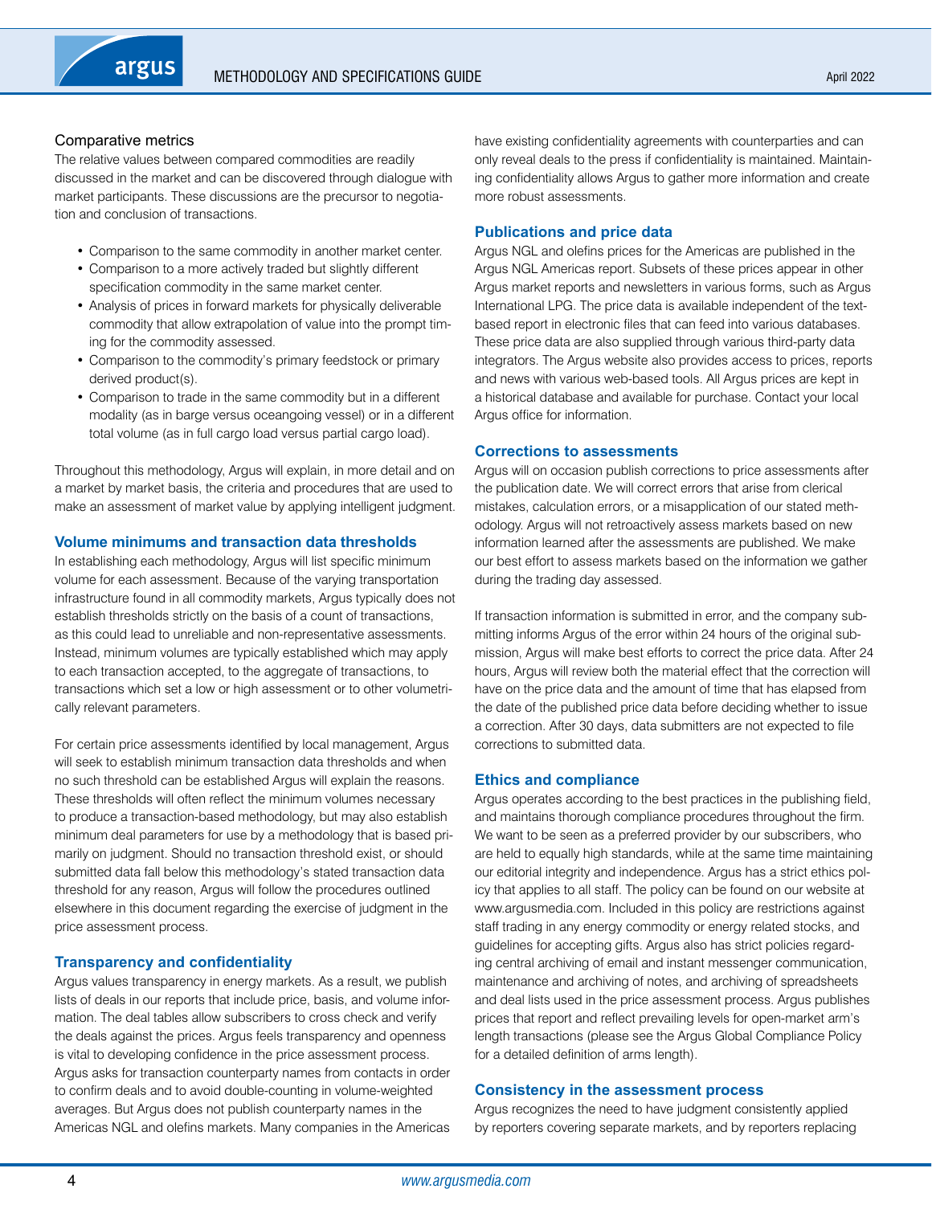### Comparative metrics

The relative values between compared commodities are readily discussed in the market and can be discovered through dialogue with market participants. These discussions are the precursor to negotiation and conclusion of transactions.

- Comparison to the same commodity in another market center.
- Comparison to a more actively traded but slightly different specification commodity in the same market center.
- Analysis of prices in forward markets for physically deliverable commodity that allow extrapolation of value into the prompt timing for the commodity assessed.
- Comparison to the commodity's primary feedstock or primary derived product(s).
- Comparison to trade in the same commodity but in a different modality (as in barge versus oceangoing vessel) or in a different total volume (as in full cargo load versus partial cargo load).

Throughout this methodology, Argus will explain, in more detail and on a market by market basis, the criteria and procedures that are used to make an assessment of market value by applying intelligent judgment.

## Volume minimums and transaction data thresholds

In establishing each methodology, Argus will list specific minimum volume for each assessment. Because of the varying transportation infrastructure found in all commodity markets, Argus typically does not establish thresholds strictly on the basis of a count of transactions, as this could lead to unreliable and non-representative assessments. Instead, minimum volumes are typically established which may apply to each transaction accepted, to the aggregate of transactions, to transactions which set a low or high assessment or to other volumetrically relevant parameters.

For certain price assessments identified by local management, Argus will seek to establish minimum transaction data thresholds and when no such threshold can be established Argus will explain the reasons. These thresholds will often reflect the minimum volumes necessary to produce a transaction-based methodology, but may also establish minimum deal parameters for use by a methodology that is based primarily on judgment. Should no transaction threshold exist, or should submitted data fall below this methodology's stated transaction data threshold for any reason, Argus will follow the procedures outlined elsewhere in this document regarding the exercise of judgment in the price assessment process.

## Transparency and confidentiality

Argus values transparency in energy markets. As a result, we publish lists of deals in our reports that include price, basis, and volume information. The deal tables allow subscribers to cross check and verify the deals against the prices. Argus feels transparency and openness is vital to developing confidence in the price assessment process. Argus asks for transaction counterparty names from contacts in order to confirm deals and to avoid double-counting in volume-weighted averages. But Argus does not publish counterparty names in the Americas NGL and olefins markets. Many companies in the Americas have existing confidentiality agreements with counterparties and can only reveal deals to the press if confidentiality is maintained. Maintaining confidentiality allows Argus to gather more information and create more robust assessments.

## Publications and price data

Argus NGL and olefins prices for the Americas are published in the Argus NGL Americas report. Subsets of these prices appear in other Argus market reports and newsletters in various forms, such as Argus International LPG. The price data is available independent of the text-based report in electronic files that can feed into various databases. These price data are also supplied through various third-party data integrators. The Argus website also provides access to prices, reports and news with various web-based tools. All Argus prices are kept in a historical database and available for purchase. Contact your local Argus office for information.

## Corrections to assessments

Argus will on occasion publish corrections to price assessments after the publication date. We will correct errors that arise from clerical mistakes, calculation errors, or a misapplication of our stated methodology. Argus will not retroactively assess markets based on new information learned after the assessments are published. We make our best effort to assess markets based on the information we gather during the trading day assessed.

If transaction information is submitted in error, and the company submitting informs Argus of the error within 24 hours of the original submission, Argus will make best efforts to correct the price data. After 24 hours, Argus will review both the material effect that the correction will have on the price data and the amount of time that has elapsed from the date of the published price data before deciding whether to issue a correction. After 30 days, data submitters are not expected to file corrections to submitted data.

## Ethics and compliance

Argus operates according to the best practices in the publishing field, and maintains thorough compliance procedures throughout the firm. We want to be seen as a preferred provider by our subscribers, who are held to equally high standards, while at the same time maintaining our editorial integrity and independence. Argus has a strict ethics policy that applies to all staff. The policy can be found on our website at www.argusmedia.com. Included in this policy are restrictions against staff trading in any energy commodity or energy related stocks, and guidelines for accepting gifts. Argus also has strict policies regarding central archiving of email and instant messenger communication, maintenance and archiving of notes, and archiving of spreadsheets and deal lists used in the price assessment process. Argus publishes prices that report and reflect prevailing levels for open-market arm's length transactions (please see the Argus Global Compliance Policy for a detailed definition of arms length).

## Consistency in the assessment process

Argus recognizes the need to have judgment consistently applied by reporters covering separate markets, and by reporters replacing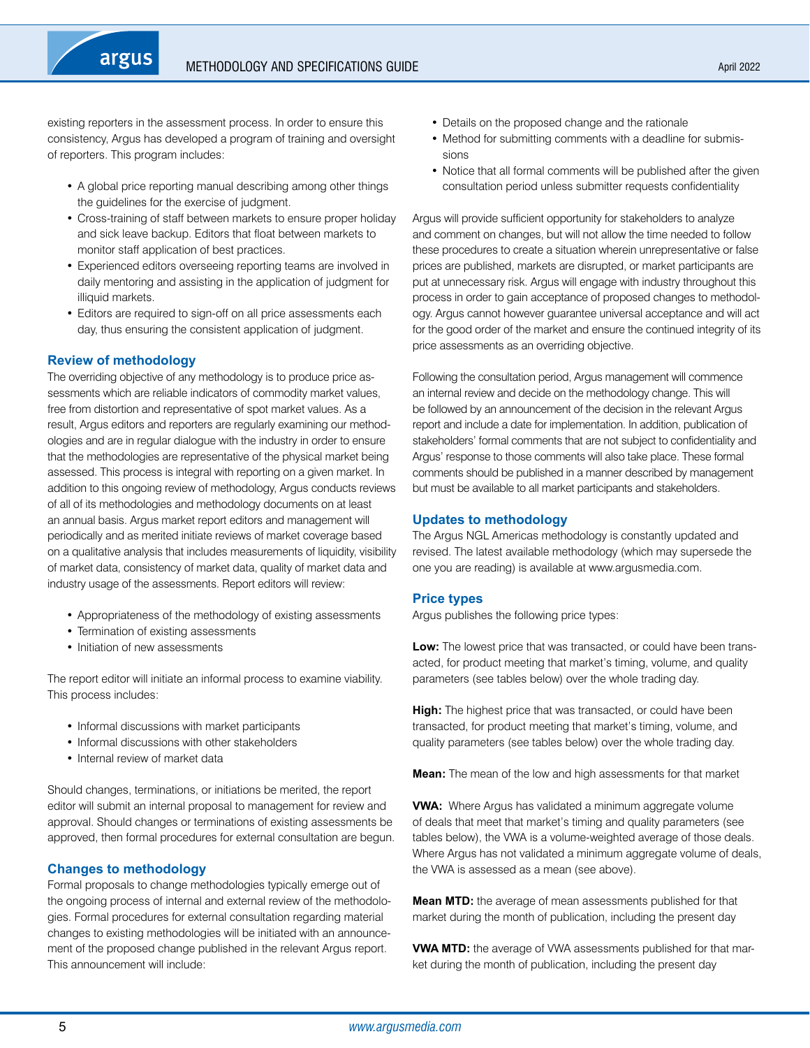existing reporters in the assessment process. In order to ensure this consistency, Argus has developed a program of training and oversight of reporters. This program includes:

- A global price reporting manual describing among other things the guidelines for the exercise of judgment.
- Cross-training of staff between markets to ensure proper holiday and sick leave backup. Editors that float between markets to monitor staff application of best practices.
- Experienced editors overseeing reporting teams are involved in daily mentoring and assisting in the application of judgment for illiquid markets.
- Editors are required to sign-off on all price assessments each day, thus ensuring the consistent application of judgment.

## Review of methodology

The overriding objective of any methodology is to produce price assessments which are reliable indicators of commodity market values, free from distortion and representative of spot market values. As a result, Argus editors and reporters are regularly examining our methodologies and are in regular dialogue with the industry in order to ensure that the methodologies are representative of the physical market being assessed. This process is integral with reporting on a given market. In addition to this ongoing review of methodology, Argus conducts reviews of all of its methodologies and methodology documents on at least an annual basis. Argus market report editors and management will periodically and as merited initiate reviews of market coverage based on a qualitative analysis that includes measurements of liquidity, visibility of market data, consistency of market data, quality of market data and industry usage of the assessments. Report editors will review:

- Appropriateness of the methodology of existing assessments
- Termination of existing assessments
- Initiation of new assessments

The report editor will initiate an informal process to examine viability. This process includes:

- Informal discussions with market participants
- Informal discussions with other stakeholders
- Internal review of market data

Should changes, terminations, or initiations be merited, the report editor will submit an internal proposal to management for review and approval. Should changes or terminations of existing assessments be approved, then formal procedures for external consultation are begun.

## Changes to methodology

Formal proposals to change methodologies typically emerge out of the ongoing process of internal and external review of the methodologies. Formal procedures for external consultation regarding material changes to existing methodologies will be initiated with an announcement of the proposed change published in the relevant Argus report. This announcement will include:

- Details on the proposed change and the rationale
- Method for submitting comments with a deadline for submissions
- Notice that all formal comments will be published after the given consultation period unless submitter requests confidentiality

Argus will provide sufficient opportunity for stakeholders to analyze and comment on changes, but will not allow the time needed to follow these procedures to create a situation wherein unrepresentative or false prices are published, markets are disrupted, or market participants are put at unnecessary risk. Argus will engage with industry throughout this process in order to gain acceptance of proposed changes to methodology. Argus cannot however guarantee universal acceptance and will act for the good order of the market and ensure the continued integrity of its price assessments as an overriding objective.

Following the consultation period, Argus management will commence an internal review and decide on the methodology change. This will be followed by an announcement of the decision in the relevant Argus report and include a date for implementation. In addition, publication of stakeholders' formal comments that are not subject to confidentiality and Argus' response to those comments will also take place. These formal comments should be published in a manner described by management but must be available to all market participants and stakeholders.

## Updates to methodology

The Argus NGL Americas methodology is constantly updated and revised. The latest available methodology (which may supersede the one you are reading) is available at www.argusmedia.com.

## Price types

Argus publishes the following price types:

**Low:** The lowest price that was transacted, or could have been transacted, for product meeting that market's timing, volume, and quality parameters (see tables below) over the whole trading day.

**High:** The highest price that was transacted, or could have been transacted, for product meeting that market's timing, volume, and quality parameters (see tables below) over the whole trading day.

**Mean:** The mean of the low and high assessments for that market

**VWA:** Where Argus has validated a minimum aggregate volume of deals that meet that market's timing and quality parameters (see tables below), the VWA is a volume-weighted average of those deals. Where Argus has not validated a minimum aggregate volume of deals, the VWA is assessed as a mean (see above).

**Mean MTD:** the average of mean assessments published for that market during the month of publication, including the present day

**VWA MTD:** the average of VWA assessments published for that market during the month of publication, including the present day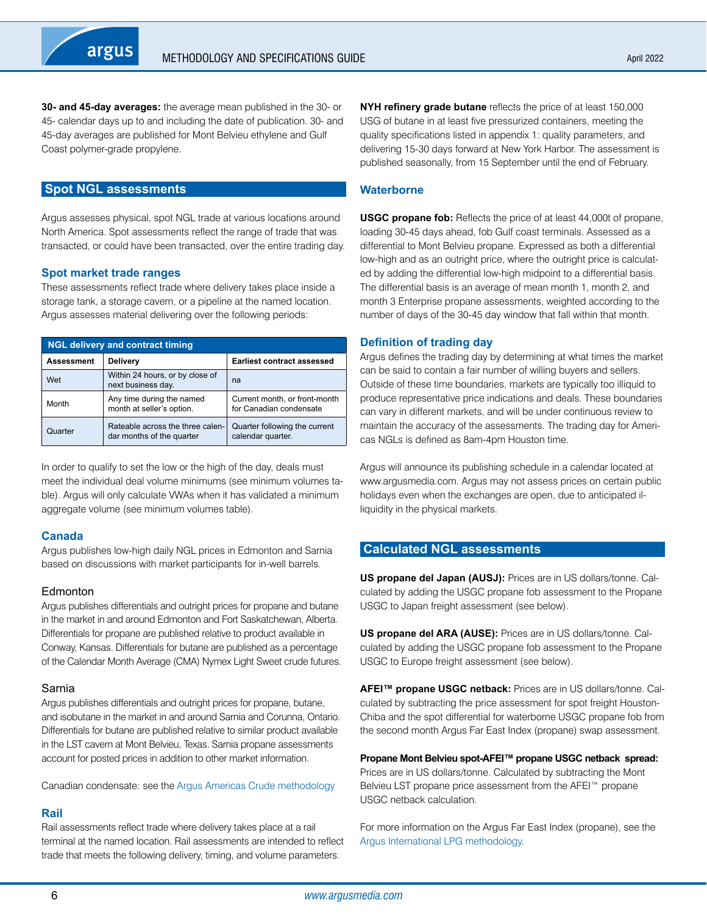**30- and 45-day averages:** the average mean published in the 30- or 45- calendar days up to and including the date of publication. 30- and 45-day averages are published for Mont Belvieu ethylene and Gulf Coast polymer-grade propylene.

## Spot NGL assessments

Argus assesses physical, spot NGL trade at various locations around North America. Spot assessments reflect the range of trade that was transacted, or could have been transacted, over the entire trading day.

### Spot market trade ranges

These assessments reflect trade where delivery takes place inside a storage tank, a storage cavern, or a pipeline at the named location. Argus assesses material delivering over the following periods:

| NGL delivery and contract timing | | |
|---|---|---|
| **Assessment** | **Delivery** | **Earliest contract assessed** |
| Wet | Within 24 hours, or by close of next business day. | na |
| Month | Any time during the named month at seller's option. | Current month, or front-month for Canadian condensate |
| Quarter | Rateable across the three calendar months of the quarter | Quarter following the current calendar quarter. |

In order to qualify to set the low or the high of the day, deals must meet the individual deal volume minimums (see minimum volumes table). Argus will only calculate VWAs when it has validated a minimum aggregate volume (see minimum volumes table).

### Canada

Argus publishes low-high daily NGL prices in Edmonton and Sarnia based on discussions with market participants for in-well barrels.

#### Edmonton

Argus publishes differentials and outright prices for propane and butane in the market in and around Edmonton and Fort Saskatchewan, Alberta. Differentials for propane are published relative to product available in Conway, Kansas. Differentials for butane are published as a percentage of the Calendar Month Average (CMA) Nymex Light Sweet crude futures.

#### Sarnia

Argus publishes differentials and outright prices for propane, butane, and isobutane in the market in and around Sarnia and Corunna, Ontario. Differentials for butane are published relative to similar product available in the LST cavern at Mont Belvieu, Texas. Sarnia propane assessments account for posted prices in addition to other market information.

Canadian condensate: see the Argus Americas Crude methodology

### Rail

Rail assessments reflect trade where delivery takes place at a rail terminal at the named location. Rail assessments are intended to reflect trade that meets the following delivery, timing, and volume parameters.

**NYH refinery grade butane** reflects the price of at least 150,000 USG of butane in at least five pressurized containers, meeting the quality specifications listed in appendix 1: quality parameters, and delivering 15-30 days forward at New York Harbor. The assessment is published seasonally, from 15 September until the end of February.

### Waterborne

**USGC propane fob:** Reflects the price of at least 44,000t of propane, loading 30-45 days ahead, fob Gulf coast terminals. Assessed as a differential to Mont Belvieu propane. Expressed as both a differential low-high and as an outright price, where the outright price is calculated by adding the differential low-high midpoint to a differential basis. The differential basis is an average of mean month 1, month 2, and month 3 Enterprise propane assessments, weighted according to the number of days of the 30-45 day window that fall within that month.

### Definition of trading day

Argus defines the trading day by determining at what times the market can be said to contain a fair number of willing buyers and sellers. Outside of these time boundaries, markets are typically too illiquid to produce representative price indications and deals. These boundaries can vary in different markets, and will be under continuous review to maintain the accuracy of the assessments. The trading day for Americas NGLs is defined as 8am-4pm Houston time.

Argus will announce its publishing schedule in a calendar located at www.argusmedia.com. Argus may not assess prices on certain public holidays even when the exchanges are open, due to anticipated illiquidity in the physical markets.

## Calculated NGL assessments

**US propane del Japan (AUSJ):** Prices are in US dollars/tonne. Calculated by adding the USGC propane fob assessment to the Propane USGC to Japan freight assessment (see below).

**US propane del ARA (AUSE):** Prices are in US dollars/tonne. Calculated by adding the USGC propane fob assessment to the Propane USGC to Europe freight assessment (see below).

**AFEI™ propane USGC netback:** Prices are in US dollars/tonne. Calculated by subtracting the price assessment for spot freight Houston-Chiba and the spot differential for waterborne USGC propane fob from the second month Argus Far East Index (propane) swap assessment.

**Propane Mont Belvieu spot-AFEI™ propane USGC netback spread:** Prices are in US dollars/tonne. Calculated by subtracting the Mont Belvieu LST propane price assessment from the AFEI™ propane USGC netback calculation.

For more information on the Argus Far East Index (propane), see the Argus International LPG methodology.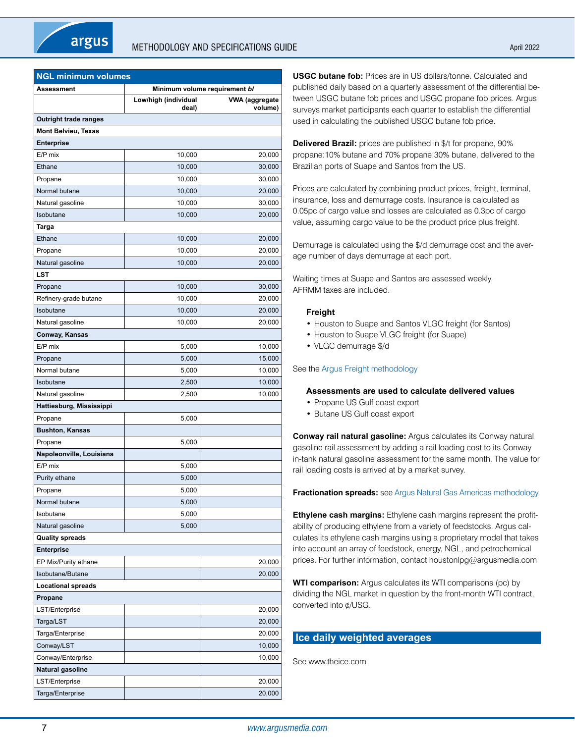| NGL minimum volumes | | |
|---|---|---|
| **Assessment** | **Minimum volume requirement *bl*** | |
| | **Low/high (individual deal)** | **VWA (aggregate volume)** |
| **Outright trade ranges** | | |
| **Mont Belvieu, Texas** | | |
| **Enterprise** | | |
| E/P mix | 10,000 | 20,000 |
| Ethane | 10,000 | 30,000 |
| Propane | 10,000 | 30,000 |
| Normal butane | 10,000 | 20,000 |
| Natural gasoline | 10,000 | 30,000 |
| Isobutane | 10,000 | 20,000 |
| **Targa** | | |
| Ethane | 10,000 | 20,000 |
| Propane | 10,000 | 20,000 |
| Natural gasoline | 10,000 | 20,000 |
| **LST** | | |
| Propane | 10,000 | 30,000 |
| Refinery-grade butane | 10,000 | 20,000 |
| Isobutane | 10,000 | 20,000 |
| Natural gasoline | 10,000 | 20,000 |
| **Conway, Kansas** | | |
| E/P mix | 5,000 | 10,000 |
| Propane | 5,000 | 15,000 |
| Normal butane | 5,000 | 10,000 |
| Isobutane | 2,500 | 10,000 |
| Natural gasoline | 2,500 | 10,000 |
| **Hattiesburg, Mississippi** | | |
| Propane | 5,000 | |
| **Bushton, Kansas** | | |
| Propane | 5,000 | |
| **Napoleonville, Louisiana** | | |
| E/P mix | 5,000 | |
| Purity ethane | 5,000 | |
| Propane | 5,000 | |
| Normal butane | 5,000 | |
| Isobutane | 5,000 | |
| Natural gasoline | 5,000 | |
| **Quality spreads** | | |
| **Enterprise** | | |
| EP Mix/Purity ethane | | 20,000 |
| Isobutane/Butane | | 20,000 |
| **Locational spreads** | | |
| **Propane** | | |
| LST/Enterprise | | 20,000 |
| Targa/LST | | 20,000 |
| Targa/Enterprise | | 20,000 |
| Conway/LST | | 10,000 |
| Conway/Enterprise | | 10,000 |
| **Natural gasoline** | | |
| LST/Enterprise | | 20,000 |
| Targa/Enterprise | | 20,000 |

**USGC butane fob:** Prices are in US dollars/tonne. Calculated and published daily based on a quarterly assessment of the differential between USGC butane fob prices and USGC propane fob prices. Argus surveys market participants each quarter to establish the differential used in calculating the published USGC butane fob price.

**Delivered Brazil:** prices are published in $/t for propane, 90% propane:10% butane and 70% propane:30% butane, delivered to the Brazilian ports of Suape and Santos from the US.

Prices are calculated by combining product prices, freight, terminal, insurance, loss and demurrage costs. Insurance is calculated as 0.05pc of cargo value and losses are calculated as 0.3pc of cargo value, assuming cargo value to be the product price plus freight.

Demurrage is calculated using the $/d demurrage cost and the average number of days demurrage at each port.

Waiting times at Suape and Santos are assessed weekly.
AFRMM taxes are included.

**Freight**

- Houston to Suape and Santos VLGC freight (for Santos)
- Houston to Suape VLGC freight (for Suape)
- VLGC demurrage $/d

See the Argus Freight methodology

**Assessments are used to calculate delivered values**

- Propane US Gulf coast export
- Butane US Gulf coast export

**Conway rail natural gasoline:** Argus calculates its Conway natural gasoline rail assessment by adding a rail loading cost to its Conway in-tank natural gasoline assessment for the same month. The value for rail loading costs is arrived at by a market survey.

**Fractionation spreads:** see Argus Natural Gas Americas methodology.

**Ethylene cash margins:** Ethylene cash margins represent the profitability of producing ethylene from a variety of feedstocks. Argus calculates its ethylene cash margins using a proprietary model that takes into account an array of feedstock, energy, NGL, and petrochemical prices. For further information, contact houstonlpg@argusmedia.com

**WTI comparison:** Argus calculates its WTI comparisons (pc) by dividing the NGL market in question by the front-month WTI contract, converted into ¢/USG.

## Ice daily weighted averages

See www.theice.com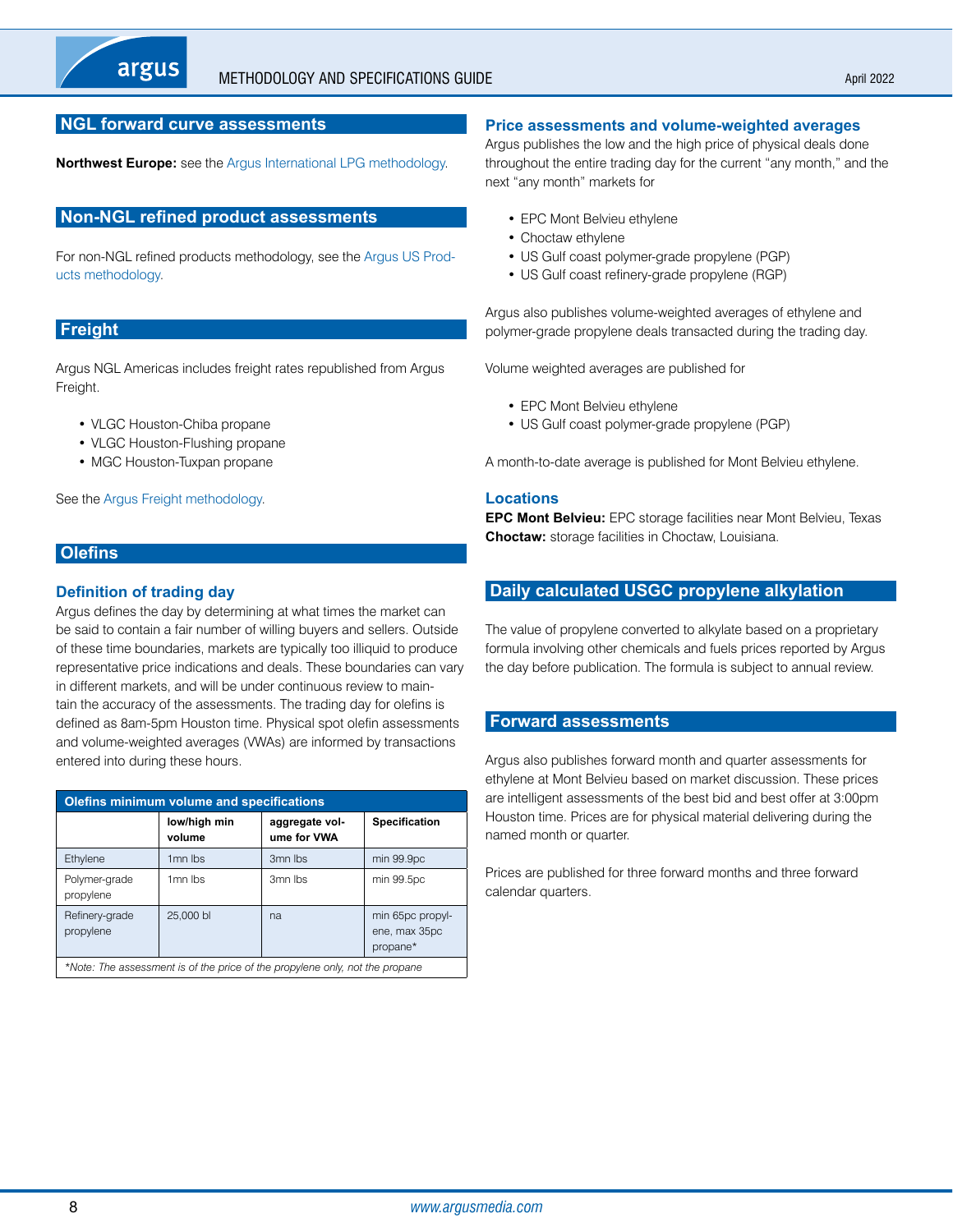## NGL forward curve assessments

**Northwest Europe:** see the Argus International LPG methodology.

## Non-NGL refined product assessments

For non-NGL refined products methodology, see the Argus US Products methodology.

## Freight

Argus NGL Americas includes freight rates republished from Argus Freight.

- VLGC Houston-Chiba propane
- VLGC Houston-Flushing propane
- MGC Houston-Tuxpan propane

See the Argus Freight methodology.

## Olefins

### Definition of trading day

Argus defines the day by determining at what times the market can be said to contain a fair number of willing buyers and sellers. Outside of these time boundaries, markets are typically too illiquid to produce representative price indications and deals. These boundaries can vary in different markets, and will be under continuous review to maintain the accuracy of the assessments. The trading day for olefins is defined as 8am-5pm Houston time. Physical spot olefin assessments and volume-weighted averages (VWAs) are informed by transactions entered into during these hours.

**Olefins minimum volume and specifications**

| | low/high min volume | aggregate volume for VWA | Specification |
|---|---|---|---|
| Ethylene | 1mn lbs | 3mn lbs | min 99.9pc |
| Polymer-grade propylene | 1mn lbs | 3mn lbs | min 99.5pc |
| Refinery-grade propylene | 25,000 bl | na | min 65pc propylene, max 35pc propane* |

*\*Note: The assessment is of the price of the propylene only, not the propane*

### Price assessments and volume-weighted averages

Argus publishes the low and the high price of physical deals done throughout the entire trading day for the current "any month," and the next "any month" markets for

- EPC Mont Belvieu ethylene
- Choctaw ethylene
- US Gulf coast polymer-grade propylene (PGP)
- US Gulf coast refinery-grade propylene (RGP)

Argus also publishes volume-weighted averages of ethylene and polymer-grade propylene deals transacted during the trading day.

Volume weighted averages are published for

- EPC Mont Belvieu ethylene
- US Gulf coast polymer-grade propylene (PGP)

A month-to-date average is published for Mont Belvieu ethylene.

### Locations

**EPC Mont Belvieu:** EPC storage facilities near Mont Belvieu, Texas
**Choctaw:** storage facilities in Choctaw, Louisiana.

## Daily calculated USGC propylene alkylation

The value of propylene converted to alkylate based on a proprietary formula involving other chemicals and fuels prices reported by Argus the day before publication. The formula is subject to annual review.

## Forward assessments

Argus also publishes forward month and quarter assessments for ethylene at Mont Belvieu based on market discussion. These prices are intelligent assessments of the best bid and best offer at 3:00pm Houston time. Prices are for physical material delivering during the named month or quarter.

Prices are published for three forward months and three forward calendar quarters.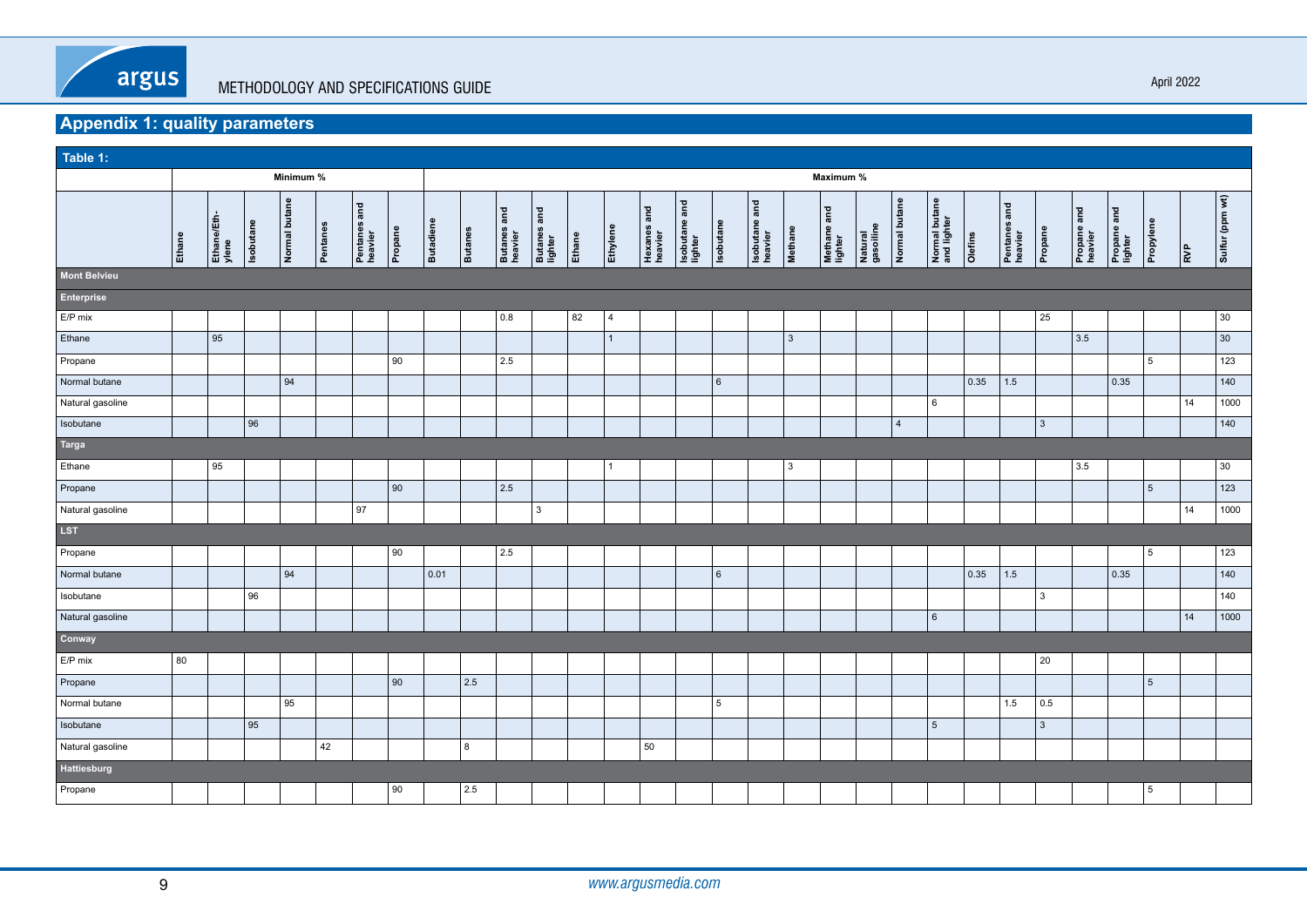## Appendix 1: quality parameters

**Table 1:**

| | Minimum % | | | | | | | Maximum % | | | | | | | | | | | | | | | | | | | | | | |
|---|---|---|---|---|---|---|---|---|---|---|---|---|---|---|---|---|---|---|---|---|---|---|---|---|---|---|---|---|---|---|
| | Ethane | Ethane/Ethylene | Isobutane | Normal butane | Pentanes | Pentanes and heavier | Propane | Butadiene | Butanes | Butanes and heavier | Butanes and lighter | Ethane | Ethylene | Hexanes and heavier | Isobutane and lighter | Isobutane | Isobutane and heavier | Methane | Methane and lighter | Natural gasoline | Normal butane | Normal butane and lighter | Olefins | Pentanes and heavier | Propane | Propane and heavier | Propane and lighter | Propylene | RVP | Sulfur (ppm wt) |
| **Mont Belvieu** | | | | | | | | | | | | | | | | | | | | | | | | | | | | | | |
| **Enterprise** | | | | | | | | | | | | | | | | | | | | | | | | | | | | | | |
| E/P mix | | | | | | | | | | 0.8 | | 82 | 4 | | | | | | | | | | | | 25 | | | | | 30 |
| Ethane | | 95 | | | | | | | | | | | 1 | | | | | 3 | | | | | | | | 3.5 | | | | 30 |
| Propane | | | | | | | 90 | | | 2.5 | | | | | | | | | | | | | | | | | | 5 | | 123 |
| Normal butane | | | | 94 | | | | | | | | | | | | 6 | | | | | | | 0.35 | 1.5 | | | 0.35 | | | 140 |
| Natural gasoline | | | | | | | | | | | | | | | | | | | | | | 6 | | | | | | | 14 | 1000 |
| Isobutane | | | 96 | | | | | | | | | | | | | | | | | | 4 | | | | 3 | | | | | 140 |
| **Targa** | | | | | | | | | | | | | | | | | | | | | | | | | | | | | | |
| Ethane | | 95 | | | | | | | | | | | 1 | | | | | 3 | | | | | | | | 3.5 | | | | 30 |
| Propane | | | | | | | 90 | | | 2.5 | | | | | | | | | | | | | | | | | | 5 | | 123 |
| Natural gasoline | | | | | | 97 | | | | | 3 | | | | | | | | | | | | | | | | | | 14 | 1000 |
| **LST** | | | | | | | | | | | | | | | | | | | | | | | | | | | | | | |
| Propane | | | | | | | 90 | | | 2.5 | | | | | | | | | | | | | | | | | | 5 | | 123 |
| Normal butane | | | | 94 | | | | 0.01 | | | | | | | | 6 | | | | | | | 0.35 | 1.5 | | | 0.35 | | | 140 |
| Isobutane | | | 96 | | | | | | | | | | | | | | | | | | | | | | 3 | | | | | 140 |
| Natural gasoline | | | | | | | | | | | | | | | | | | | | | | 6 | | | | | | | 14 | 1000 |
| **Conway** | | | | | | | | | | | | | | | | | | | | | | | | | | | | | | |
| E/P mix | 80 | | | | | | | | | | | | | | | | | | | | | | | | 20 | | | | | |
| Propane | | | | | | | 90 | | 2.5 | | | | | | | | | | | | | | | | | | | 5 | | |
| Normal butane | | | | 95 | | | | | | | | | | | | 5 | | | | | | | | 1.5 | 0.5 | | | | | |
| Isobutane | | | 95 | | | | | | | | | | | | | | | | | | | 5 | | | 3 | | | | | |
| Natural gasoline | | | | | 42 | | | | 8 | | | | | 50 | | | | | | | | | | | | | | | | |
| **Hattiesburg** | | | | | | | | | | | | | | | | | | | | | | | | | | | | | | |
| Propane | | | | | | | 90 | | 2.5 | | | | | | | | | | | | | | | | | | | 5 | | |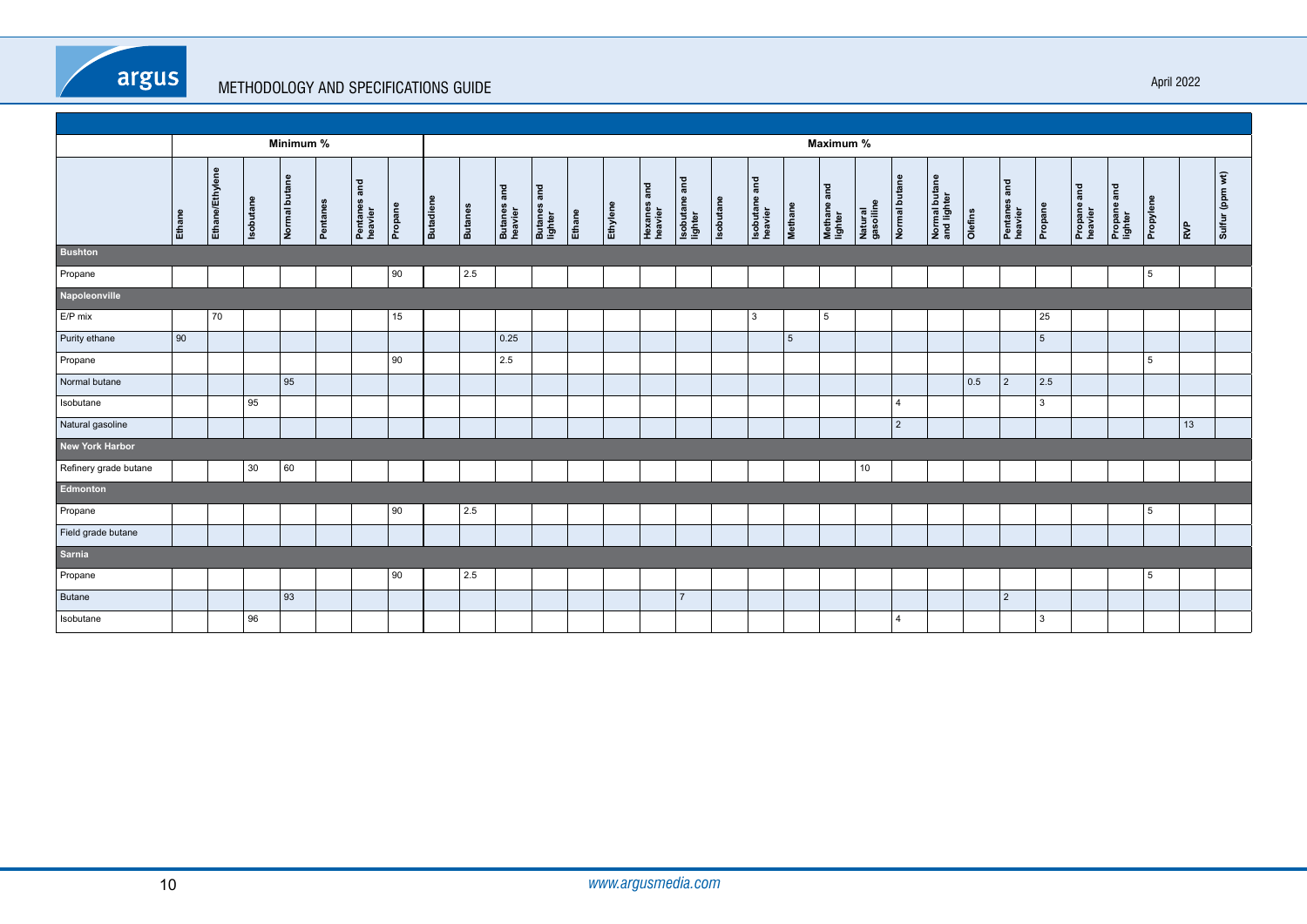| | Minimum % | | | | | | | Maximum % | | | | | | | | | | | | | | | | | | | | | | |
|---|---|---|---|---|---|---|---|---|---|---|---|---|---|---|---|---|---|---|---|---|---|---|---|---|---|---|---|---|---|---|
| | Ethane | Ethane/Ethylene | Isobutane | Normal butane | Pentanes | Pentanes and heavier | Propane | Butadiene | Butanes | Butanes and heavier | Butanes and lighter | Ethane | Ethylene | Hexanes and heavier | Isobutane and lighter | Isobutane | Isobutane and heavier | Methane | Methane and lighter | Natural gasoline | Normal butane | Normal butane and lighter | Olefins | Pentanes and heavier | Propane | Propane and heavier | Propane and lighter | Propylene | RVP | Sulfur (ppm wt) |
| **Bushton** | | | | | | | | | | | | | | | | | | | | | | | | | | | | | | |
| Propane | | | | | | | 90 | | 2.5 | | | | | | | | | | | | | | | | | | | 5 | | |
| **Napoleonville** | | | | | | | | | | | | | | | | | | | | | | | | | | | | | | |
| E/P mix | | 70 | | | | | 15 | | | | | | | | | | 3 | | 5 | | | | | | 25 | | | | | |
| Purity ethane | 90 | | | | | | | | | 0.25 | | | | | | | | 5 | | | | | | | 5 | | | | | |
| Propane | | | | | | | 90 | | | 2.5 | | | | | | | | | | | | | | | | | | 5 | | |
| Normal butane | | | | 95 | | | | | | | | | | | | | | | | | | | 0.5 | 2 | 2.5 | | | | | |
| Isobutane | | | 95 | | | | | | | | | | | | | | | | | | 4 | | | | 3 | | | | | |
| Natural gasoline | | | | | | | | | | | | | | | | | | | | | 2 | | | | | | | | 13 | |
| **New York Harbor** | | | | | | | | | | | | | | | | | | | | | | | | | | | | | | |
| Refinery grade butane | | | 30 | 60 | | | | | | | | | | | | | | | | 10 | | | | | | | | | | |
| **Edmonton** | | | | | | | | | | | | | | | | | | | | | | | | | | | | | | |
| Propane | | | | | | | 90 | | 2.5 | | | | | | | | | | | | | | | | | | | 5 | | |
| Field grade butane | | | | | | | | | | | | | | | | | | | | | | | | | | | | | | |
| **Sarnia** | | | | | | | | | | | | | | | | | | | | | | | | | | | | | | |
| Propane | | | | | | | 90 | | 2.5 | | | | | | | | | | | | | | | | | | | 5 | | |
| Butane | | | | 93 | | | | | | | | | | | 7 | | | | | | | | | 2 | | | | | | |
| Isobutane | | | 96 | | | | | | | | | | | | | | | | | | 4 | | | | 3 | | | | | |